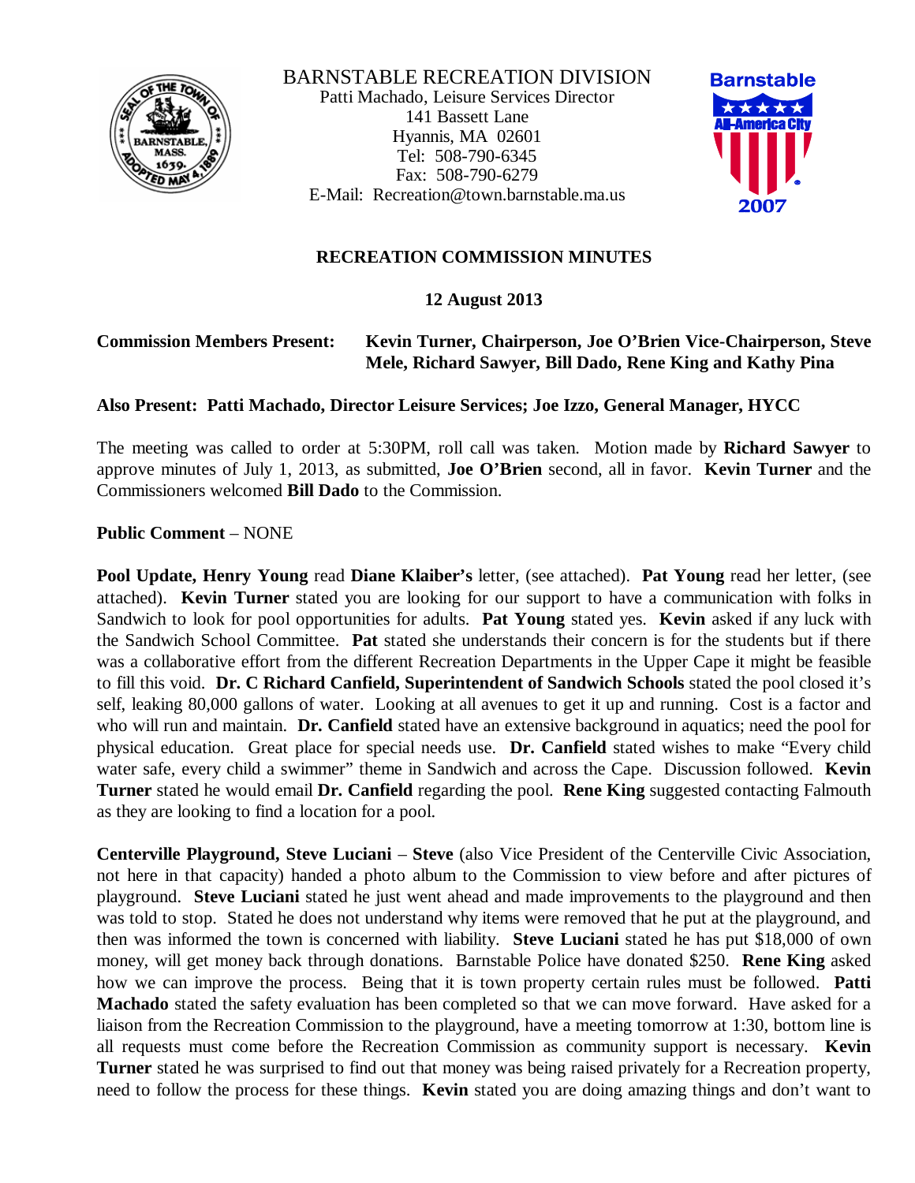BARNSTABLE RECREATION DIVISION
Patti Machado, Leisure Services Director
141 Bassett Lane
Hyannis, MA 02601
Tel: 508-790-6345
Fax: 508-790-6279
E-Mail: Recreation@town.barnstable.ma.us

## RECREATION COMMISSION MINUTES

**12 August 2013**

**Commission Members Present:** **Kevin Turner, Chairperson, Joe O'Brien Vice-Chairperson, Steve Mele, Richard Sawyer, Bill Dado, Rene King and Kathy Pina**

**Also Present: Patti Machado, Director Leisure Services; Joe Izzo, General Manager, HYCC**

The meeting was called to order at 5:30PM, roll call was taken. Motion made by **Richard Sawyer** to approve minutes of July 1, 2013, as submitted, **Joe O'Brien** second, all in favor. **Kevin Turner** and the Commissioners welcomed **Bill Dado** to the Commission.

**Public Comment** – NONE

**Pool Update, Henry Young** read **Diane Klaiber's** letter, (see attached). **Pat Young** read her letter, (see attached). **Kevin Turner** stated you are looking for our support to have a communication with folks in Sandwich to look for pool opportunities for adults. **Pat Young** stated yes. **Kevin** asked if any luck with the Sandwich School Committee. **Pat** stated she understands their concern is for the students but if there was a collaborative effort from the different Recreation Departments in the Upper Cape it might be feasible to fill this void. **Dr. C Richard Canfield, Superintendent of Sandwich Schools** stated the pool closed it's self, leaking 80,000 gallons of water. Looking at all avenues to get it up and running. Cost is a factor and who will run and maintain. **Dr. Canfield** stated have an extensive background in aquatics; need the pool for physical education. Great place for special needs use. **Dr. Canfield** stated wishes to make "Every child water safe, every child a swimmer" theme in Sandwich and across the Cape. Discussion followed. **Kevin Turner** stated he would email **Dr. Canfield** regarding the pool. **Rene King** suggested contacting Falmouth as they are looking to find a location for a pool.

**Centerville Playground, Steve Luciani** – **Steve** (also Vice President of the Centerville Civic Association, not here in that capacity) handed a photo album to the Commission to view before and after pictures of playground. **Steve Luciani** stated he just went ahead and made improvements to the playground and then was told to stop. Stated he does not understand why items were removed that he put at the playground, and then was informed the town is concerned with liability. **Steve Luciani** stated he has put $18,000 of own money, will get money back through donations. Barnstable Police have donated $250. **Rene King** asked how we can improve the process. Being that it is town property certain rules must be followed. **Patti Machado** stated the safety evaluation has been completed so that we can move forward. Have asked for a liaison from the Recreation Commission to the playground, have a meeting tomorrow at 1:30, bottom line is all requests must come before the Recreation Commission as community support is necessary. **Kevin Turner** stated he was surprised to find out that money was being raised privately for a Recreation property, need to follow the process for these things. **Kevin** stated you are doing amazing things and don't want to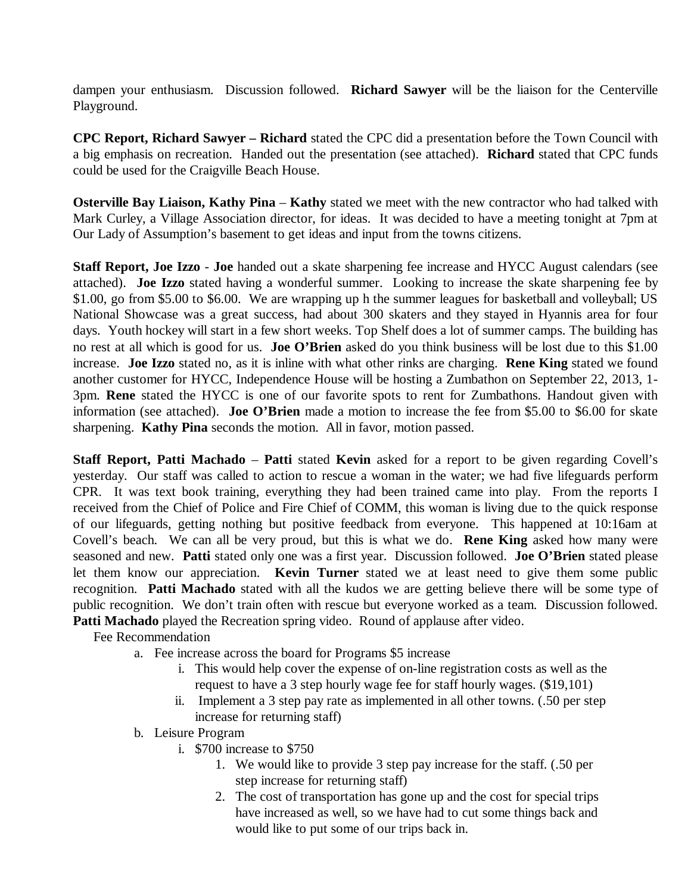dampen your enthusiasm. Discussion followed. **Richard Sawyer** will be the liaison for the Centerville Playground.

**CPC Report, Richard Sawyer – Richard** stated the CPC did a presentation before the Town Council with a big emphasis on recreation. Handed out the presentation (see attached). **Richard** stated that CPC funds could be used for the Craigville Beach House.

**Osterville Bay Liaison, Kathy Pina** – **Kathy** stated we meet with the new contractor who had talked with Mark Curley, a Village Association director, for ideas. It was decided to have a meeting tonight at 7pm at Our Lady of Assumption's basement to get ideas and input from the towns citizens.

**Staff Report, Joe Izzo** - **Joe** handed out a skate sharpening fee increase and HYCC August calendars (see attached). **Joe Izzo** stated having a wonderful summer. Looking to increase the skate sharpening fee by $1.00, go from $5.00 to $6.00. We are wrapping up h the summer leagues for basketball and volleyball; US National Showcase was a great success, had about 300 skaters and they stayed in Hyannis area for four days. Youth hockey will start in a few short weeks. Top Shelf does a lot of summer camps. The building has no rest at all which is good for us. **Joe O'Brien** asked do you think business will be lost due to this $1.00 increase. **Joe Izzo** stated no, as it is inline with what other rinks are charging. **Rene King** stated we found another customer for HYCC, Independence House will be hosting a Zumbathon on September 22, 2013, 1-3pm. **Rene** stated the HYCC is one of our favorite spots to rent for Zumbathons. Handout given with information (see attached). **Joe O'Brien** made a motion to increase the fee from $5.00 to $6.00 for skate sharpening. **Kathy Pina** seconds the motion. All in favor, motion passed.

**Staff Report, Patti Machado** – **Patti** stated **Kevin** asked for a report to be given regarding Covell's yesterday. Our staff was called to action to rescue a woman in the water; we had five lifeguards perform CPR. It was text book training, everything they had been trained came into play. From the reports I received from the Chief of Police and Fire Chief of COMM, this woman is living due to the quick response of our lifeguards, getting nothing but positive feedback from everyone. This happened at 10:16am at Covell's beach. We can all be very proud, but this is what we do. **Rene King** asked how many were seasoned and new. **Patti** stated only one was a first year. Discussion followed. **Joe O'Brien** stated please let them know our appreciation. **Kevin Turner** stated we at least need to give them some public recognition. **Patti Machado** stated with all the kudos we are getting believe there will be some type of public recognition. We don't train often with rescue but everyone worked as a team. Discussion followed. **Patti Machado** played the Recreation spring video. Round of applause after video.

Fee Recommendation

- a. Fee increase across the board for Programs $5 increase
  - i. This would help cover the expense of on-line registration costs as well as the request to have a 3 step hourly wage fee for staff hourly wages. ($19,101)
  - ii. Implement a 3 step pay rate as implemented in all other towns. (.50 per step increase for returning staff)
- b. Leisure Program
  - i. $700 increase to $750
    1. We would like to provide 3 step pay increase for the staff. (.50 per step increase for returning staff)
    2. The cost of transportation has gone up and the cost for special trips have increased as well, so we have had to cut some things back and would like to put some of our trips back in.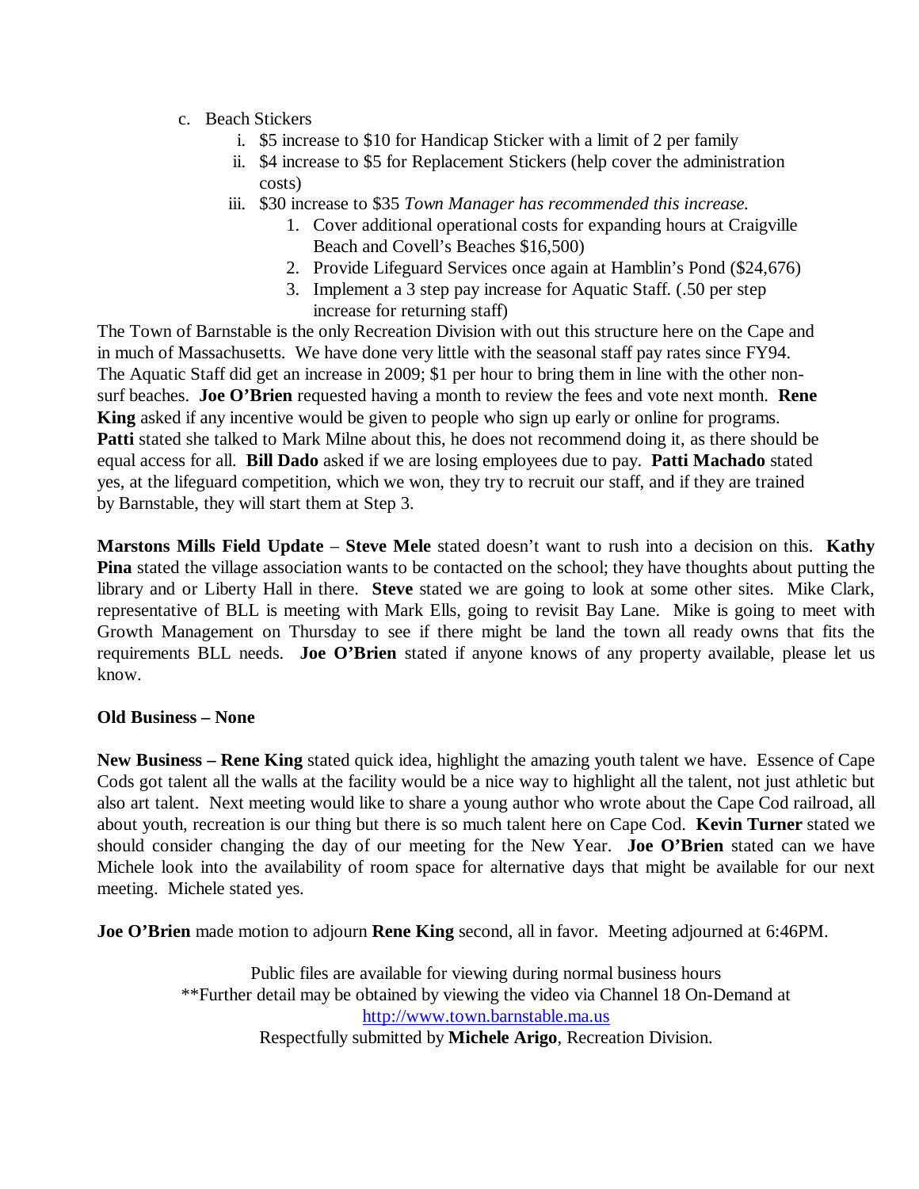c. Beach Stickers
   i. $5 increase to $10 for Handicap Sticker with a limit of 2 per family
   ii. $4 increase to $5 for Replacement Stickers (help cover the administration costs)
   iii. $30 increase to $35 *Town Manager has recommended this increase.*
      1. Cover additional operational costs for expanding hours at Craigville Beach and Covell's Beaches $16,500)
      2. Provide Lifeguard Services once again at Hamblin's Pond ($24,676)
      3. Implement a 3 step pay increase for Aquatic Staff. (.50 per step increase for returning staff)

The Town of Barnstable is the only Recreation Division with out this structure here on the Cape and in much of Massachusetts. We have done very little with the seasonal staff pay rates since FY94. The Aquatic Staff did get an increase in 2009; $1 per hour to bring them in line with the other non-surf beaches. **Joe O'Brien** requested having a month to review the fees and vote next month. **Rene King** asked if any incentive would be given to people who sign up early or online for programs. **Patti** stated she talked to Mark Milne about this, he does not recommend doing it, as there should be equal access for all. **Bill Dado** asked if we are losing employees due to pay. **Patti Machado** stated yes, at the lifeguard competition, which we won, they try to recruit our staff, and if they are trained by Barnstable, they will start them at Step 3.

**Marstons Mills Field Update** – **Steve Mele** stated doesn't want to rush into a decision on this. **Kathy Pina** stated the village association wants to be contacted on the school; they have thoughts about putting the library and or Liberty Hall in there. **Steve** stated we are going to look at some other sites. Mike Clark, representative of BLL is meeting with Mark Ells, going to revisit Bay Lane. Mike is going to meet with Growth Management on Thursday to see if there might be land the town all ready owns that fits the requirements BLL needs. **Joe O'Brien** stated if anyone knows of any property available, please let us know.

**Old Business – None**

**New Business – Rene King** stated quick idea, highlight the amazing youth talent we have. Essence of Cape Cods got talent all the walls at the facility would be a nice way to highlight all the talent, not just athletic but also art talent. Next meeting would like to share a young author who wrote about the Cape Cod railroad, all about youth, recreation is our thing but there is so much talent here on Cape Cod. **Kevin Turner** stated we should consider changing the day of our meeting for the New Year. **Joe O'Brien** stated can we have Michele look into the availability of room space for alternative days that might be available for our next meeting. Michele stated yes.

**Joe O'Brien** made motion to adjourn **Rene King** second, all in favor. Meeting adjourned at 6:46PM.

Public files are available for viewing during normal business hours
**Further detail may be obtained by viewing the video via Channel 18 On-Demand at http://www.town.barnstable.ma.us
Respectfully submitted by **Michele Arigo**, Recreation Division.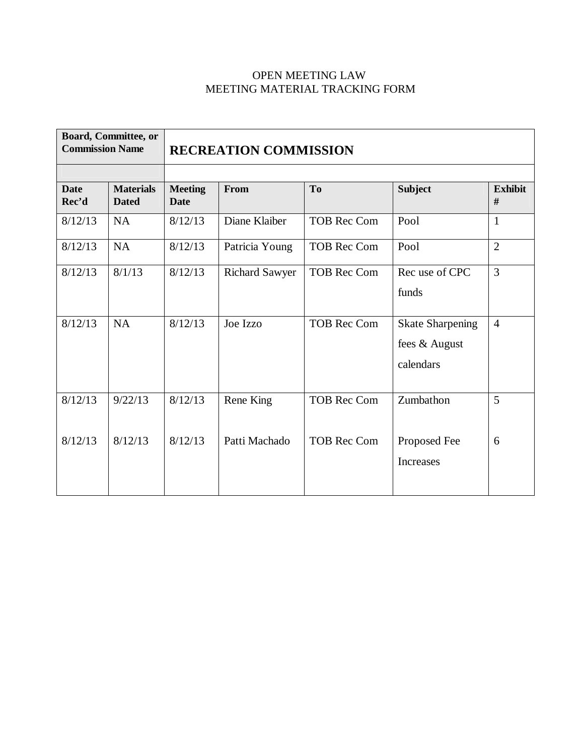OPEN MEETING LAW
MEETING MATERIAL TRACKING FORM

| Board, Committee, or Commission Name | | RECREATION COMMISSION | | | | |
|---|---|---|---|---|---|---|
| | | | | | | |
| **Date Rec'd** | **Materials Dated** | **Meeting Date** | **From** | **To** | **Subject** | **Exhibit #** |
| 8/12/13 | NA | 8/12/13 | Diane Klaiber | TOB Rec Com | Pool | 1 |
| 8/12/13 | NA | 8/12/13 | Patricia Young | TOB Rec Com | Pool | 2 |
| 8/12/13 | 8/1/13 | 8/12/13 | Richard Sawyer | TOB Rec Com | Rec use of CPC funds | 3 |
| 8/12/13 | NA | 8/12/13 | Joe Izzo | TOB Rec Com | Skate Sharpening fees & August calendars | 4 |
| 8/12/13 | 9/22/13 | 8/12/13 | Rene King | TOB Rec Com | Zumbathon | 5 |
| 8/12/13 | 8/12/13 | 8/12/13 | Patti Machado | TOB Rec Com | Proposed Fee Increases | 6 |